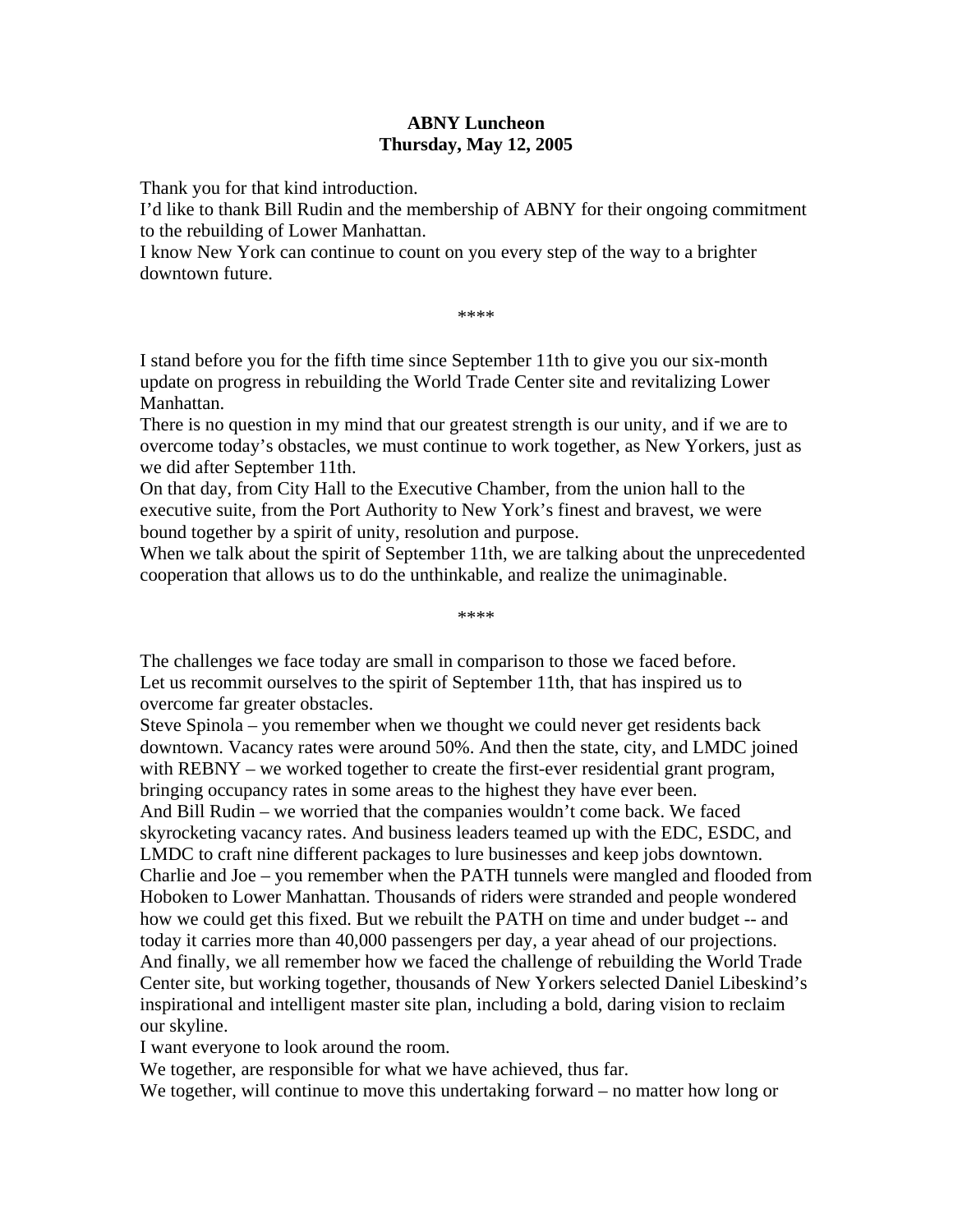**ABNY Luncheon**
**Thursday, May 12, 2005**

Thank you for that kind introduction.
I'd like to thank Bill Rudin and the membership of ABNY for their ongoing commitment to the rebuilding of Lower Manhattan.
I know New York can continue to count on you every step of the way to a brighter downtown future.

****

I stand before you for the fifth time since September 11th to give you our six-month update on progress in rebuilding the World Trade Center site and revitalizing Lower Manhattan.
There is no question in my mind that our greatest strength is our unity, and if we are to overcome today's obstacles, we must continue to work together, as New Yorkers, just as we did after September 11th.
On that day, from City Hall to the Executive Chamber, from the union hall to the executive suite, from the Port Authority to New York's finest and bravest, we were bound together by a spirit of unity, resolution and purpose.
When we talk about the spirit of September 11th, we are talking about the unprecedented cooperation that allows us to do the unthinkable, and realize the unimaginable.

****

The challenges we face today are small in comparison to those we faced before.
Let us recommit ourselves to the spirit of September 11th, that has inspired us to overcome far greater obstacles.
Steve Spinola – you remember when we thought we could never get residents back downtown. Vacancy rates were around 50%. And then the state, city, and LMDC joined with REBNY – we worked together to create the first-ever residential grant program, bringing occupancy rates in some areas to the highest they have ever been.
And Bill Rudin – we worried that the companies wouldn't come back. We faced skyrocketing vacancy rates. And business leaders teamed up with the EDC, ESDC, and LMDC to craft nine different packages to lure businesses and keep jobs downtown.
Charlie and Joe – you remember when the PATH tunnels were mangled and flooded from Hoboken to Lower Manhattan. Thousands of riders were stranded and people wondered how we could get this fixed. But we rebuilt the PATH on time and under budget -- and today it carries more than 40,000 passengers per day, a year ahead of our projections.
And finally, we all remember how we faced the challenge of rebuilding the World Trade Center site, but working together, thousands of New Yorkers selected Daniel Libeskind's inspirational and intelligent master site plan, including a bold, daring vision to reclaim our skyline.
I want everyone to look around the room.
We together, are responsible for what we have achieved, thus far.
We together, will continue to move this undertaking forward – no matter how long or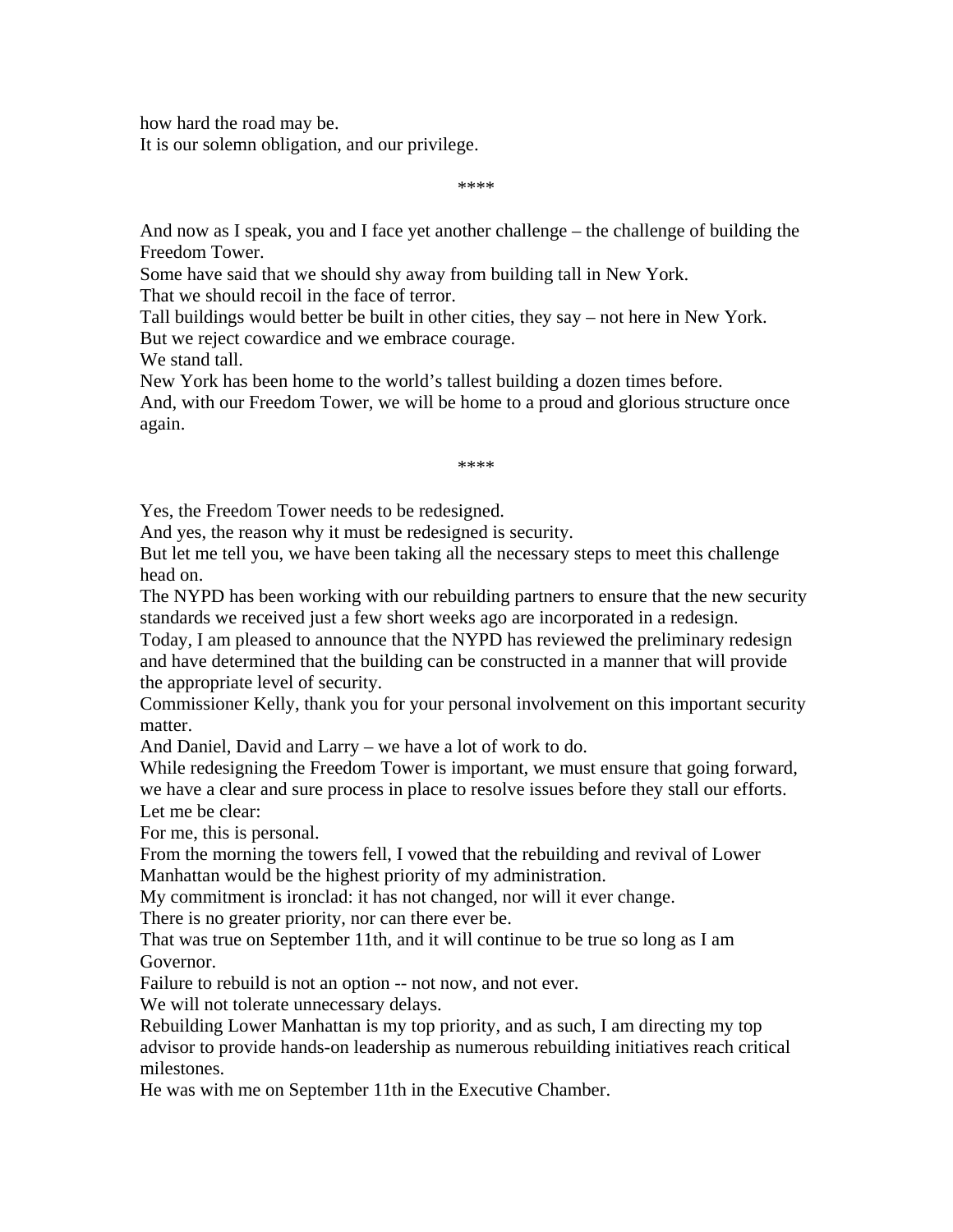how hard the road may be.
It is our solemn obligation, and our privilege.

****

And now as I speak, you and I face yet another challenge – the challenge of building the Freedom Tower.
Some have said that we should shy away from building tall in New York.
That we should recoil in the face of terror.
Tall buildings would better be built in other cities, they say – not here in New York.
But we reject cowardice and we embrace courage.
We stand tall.
New York has been home to the world's tallest building a dozen times before.
And, with our Freedom Tower, we will be home to a proud and glorious structure once again.

****

Yes, the Freedom Tower needs to be redesigned.
And yes, the reason why it must be redesigned is security.
But let me tell you, we have been taking all the necessary steps to meet this challenge head on.
The NYPD has been working with our rebuilding partners to ensure that the new security standards we received just a few short weeks ago are incorporated in a redesign.
Today, I am pleased to announce that the NYPD has reviewed the preliminary redesign and have determined that the building can be constructed in a manner that will provide the appropriate level of security.
Commissioner Kelly, thank you for your personal involvement on this important security matter.
And Daniel, David and Larry – we have a lot of work to do.
While redesigning the Freedom Tower is important, we must ensure that going forward, we have a clear and sure process in place to resolve issues before they stall our efforts.
Let me be clear:
For me, this is personal.
From the morning the towers fell, I vowed that the rebuilding and revival of Lower Manhattan would be the highest priority of my administration.
My commitment is ironclad: it has not changed, nor will it ever change.
There is no greater priority, nor can there ever be.
That was true on September 11th, and it will continue to be true so long as I am Governor.
Failure to rebuild is not an option -- not now, and not ever.
We will not tolerate unnecessary delays.
Rebuilding Lower Manhattan is my top priority, and as such, I am directing my top advisor to provide hands-on leadership as numerous rebuilding initiatives reach critical milestones.
He was with me on September 11th in the Executive Chamber.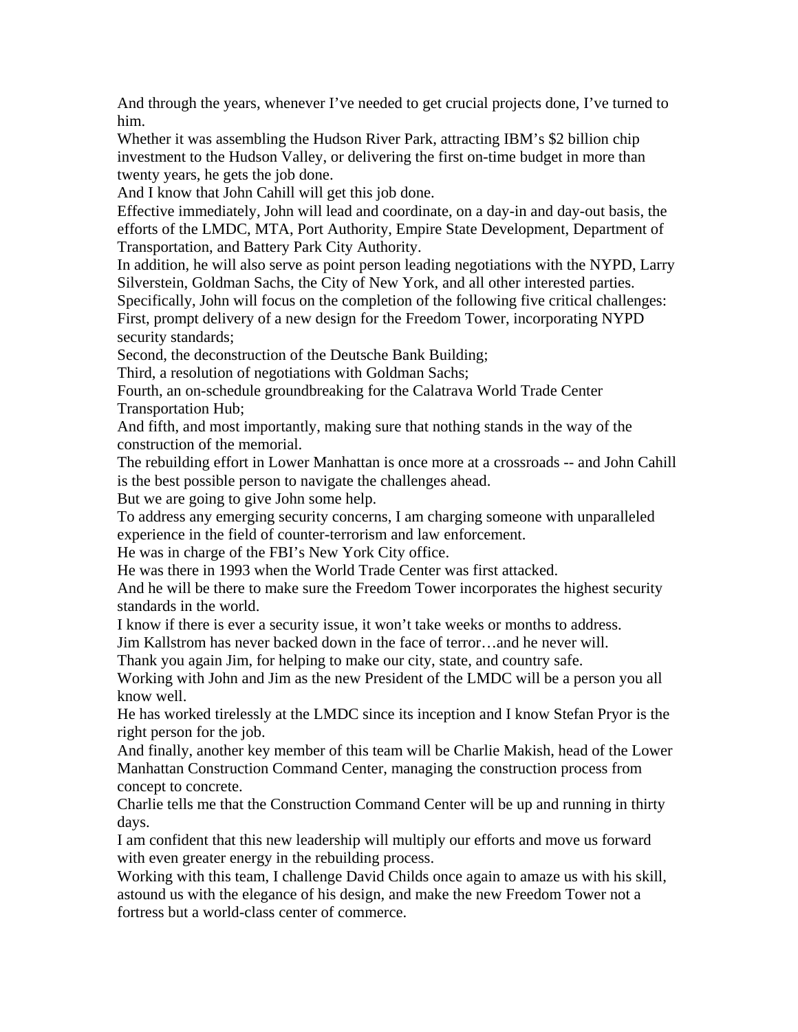And through the years, whenever I've needed to get crucial projects done, I've turned to him.

Whether it was assembling the Hudson River Park, attracting IBM's $2 billion chip investment to the Hudson Valley, or delivering the first on-time budget in more than twenty years, he gets the job done.

And I know that John Cahill will get this job done.

Effective immediately, John will lead and coordinate, on a day-in and day-out basis, the efforts of the LMDC, MTA, Port Authority, Empire State Development, Department of Transportation, and Battery Park City Authority.

In addition, he will also serve as point person leading negotiations with the NYPD, Larry Silverstein, Goldman Sachs, the City of New York, and all other interested parties.

Specifically, John will focus on the completion of the following five critical challenges:

First, prompt delivery of a new design for the Freedom Tower, incorporating NYPD security standards;

Second, the deconstruction of the Deutsche Bank Building;

Third, a resolution of negotiations with Goldman Sachs;

Fourth, an on-schedule groundbreaking for the Calatrava World Trade Center Transportation Hub;

And fifth, and most importantly, making sure that nothing stands in the way of the construction of the memorial.

The rebuilding effort in Lower Manhattan is once more at a crossroads -- and John Cahill is the best possible person to navigate the challenges ahead.

But we are going to give John some help.

To address any emerging security concerns, I am charging someone with unparalleled experience in the field of counter-terrorism and law enforcement.

He was in charge of the FBI's New York City office.

He was there in 1993 when the World Trade Center was first attacked.

And he will be there to make sure the Freedom Tower incorporates the highest security standards in the world.

I know if there is ever a security issue, it won't take weeks or months to address.

Jim Kallstrom has never backed down in the face of terror…and he never will.

Thank you again Jim, for helping to make our city, state, and country safe.

Working with John and Jim as the new President of the LMDC will be a person you all know well.

He has worked tirelessly at the LMDC since its inception and I know Stefan Pryor is the right person for the job.

And finally, another key member of this team will be Charlie Makish, head of the Lower Manhattan Construction Command Center, managing the construction process from concept to concrete.

Charlie tells me that the Construction Command Center will be up and running in thirty days.

I am confident that this new leadership will multiply our efforts and move us forward with even greater energy in the rebuilding process.

Working with this team, I challenge David Childs once again to amaze us with his skill, astound us with the elegance of his design, and make the new Freedom Tower not a fortress but a world-class center of commerce.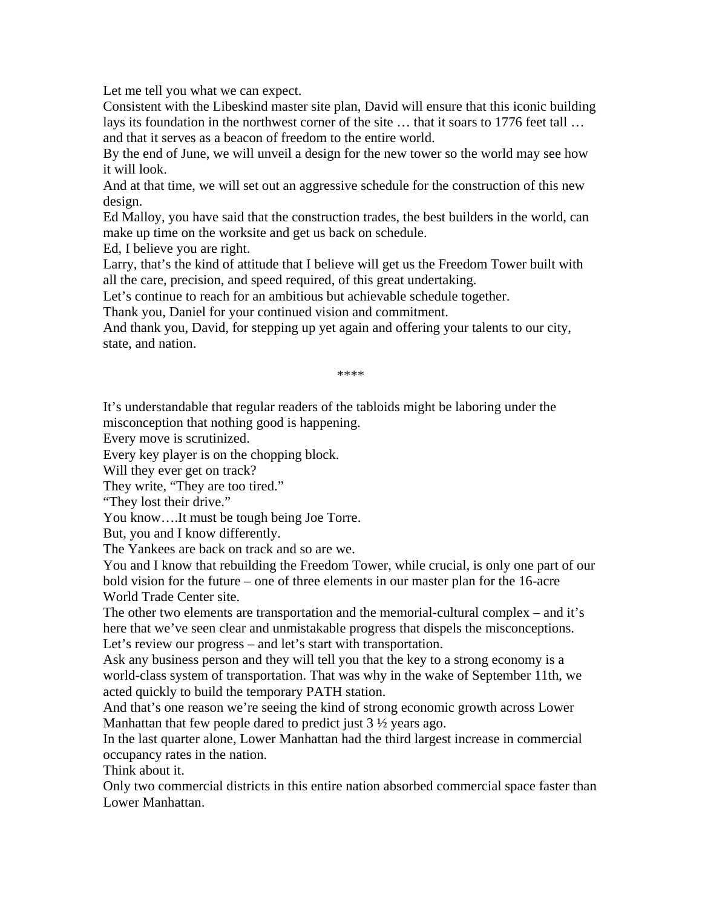Let me tell you what we can expect.

Consistent with the Libeskind master site plan, David will ensure that this iconic building lays its foundation in the northwest corner of the site … that it soars to 1776 feet tall … and that it serves as a beacon of freedom to the entire world.

By the end of June, we will unveil a design for the new tower so the world may see how it will look.

And at that time, we will set out an aggressive schedule for the construction of this new design.

Ed Malloy, you have said that the construction trades, the best builders in the world, can make up time on the worksite and get us back on schedule.

Ed, I believe you are right.

Larry, that's the kind of attitude that I believe will get us the Freedom Tower built with all the care, precision, and speed required, of this great undertaking.

Let's continue to reach for an ambitious but achievable schedule together.

Thank you, Daniel for your continued vision and commitment.

And thank you, David, for stepping up yet again and offering your talents to our city, state, and nation.

****

It's understandable that regular readers of the tabloids might be laboring under the misconception that nothing good is happening.

Every move is scrutinized.

Every key player is on the chopping block.

Will they ever get on track?

They write, "They are too tired."

"They lost their drive."

You know….It must be tough being Joe Torre.

But, you and I know differently.

The Yankees are back on track and so are we.

You and I know that rebuilding the Freedom Tower, while crucial, is only one part of our bold vision for the future – one of three elements in our master plan for the 16-acre World Trade Center site.

The other two elements are transportation and the memorial-cultural complex – and it's here that we've seen clear and unmistakable progress that dispels the misconceptions.

Let's review our progress – and let's start with transportation.

Ask any business person and they will tell you that the key to a strong economy is a world-class system of transportation. That was why in the wake of September 11th, we acted quickly to build the temporary PATH station.

And that's one reason we're seeing the kind of strong economic growth across Lower Manhattan that few people dared to predict just 3 ½ years ago.

In the last quarter alone, Lower Manhattan had the third largest increase in commercial occupancy rates in the nation.

Think about it.

Only two commercial districts in this entire nation absorbed commercial space faster than Lower Manhattan.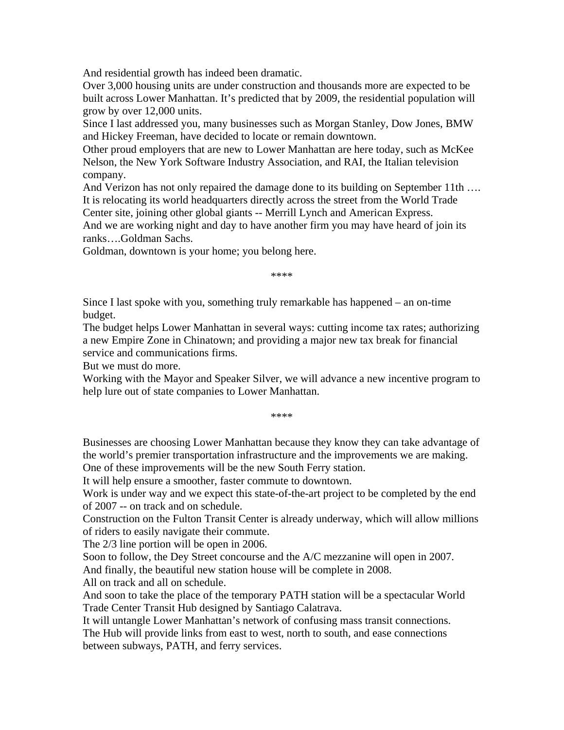And residential growth has indeed been dramatic.

Over 3,000 housing units are under construction and thousands more are expected to be built across Lower Manhattan. It's predicted that by 2009, the residential population will grow by over 12,000 units.

Since I last addressed you, many businesses such as Morgan Stanley, Dow Jones, BMW and Hickey Freeman, have decided to locate or remain downtown.

Other proud employers that are new to Lower Manhattan are here today, such as McKee Nelson, the New York Software Industry Association, and RAI, the Italian television company.

And Verizon has not only repaired the damage done to its building on September 11th …. It is relocating its world headquarters directly across the street from the World Trade Center site, joining other global giants -- Merrill Lynch and American Express.

And we are working night and day to have another firm you may have heard of join its ranks….Goldman Sachs.

Goldman, downtown is your home; you belong here.

****

Since I last spoke with you, something truly remarkable has happened – an on-time budget.

The budget helps Lower Manhattan in several ways: cutting income tax rates; authorizing a new Empire Zone in Chinatown; and providing a major new tax break for financial service and communications firms.

But we must do more.

Working with the Mayor and Speaker Silver, we will advance a new incentive program to help lure out of state companies to Lower Manhattan.

****

Businesses are choosing Lower Manhattan because they know they can take advantage of the world's premier transportation infrastructure and the improvements we are making.

One of these improvements will be the new South Ferry station.

It will help ensure a smoother, faster commute to downtown.

Work is under way and we expect this state-of-the-art project to be completed by the end of 2007 -- on track and on schedule.

Construction on the Fulton Transit Center is already underway, which will allow millions of riders to easily navigate their commute.

The 2/3 line portion will be open in 2006.

Soon to follow, the Dey Street concourse and the A/C mezzanine will open in 2007.

And finally, the beautiful new station house will be complete in 2008.

All on track and all on schedule.

And soon to take the place of the temporary PATH station will be a spectacular World Trade Center Transit Hub designed by Santiago Calatrava.

It will untangle Lower Manhattan's network of confusing mass transit connections.

The Hub will provide links from east to west, north to south, and ease connections between subways, PATH, and ferry services.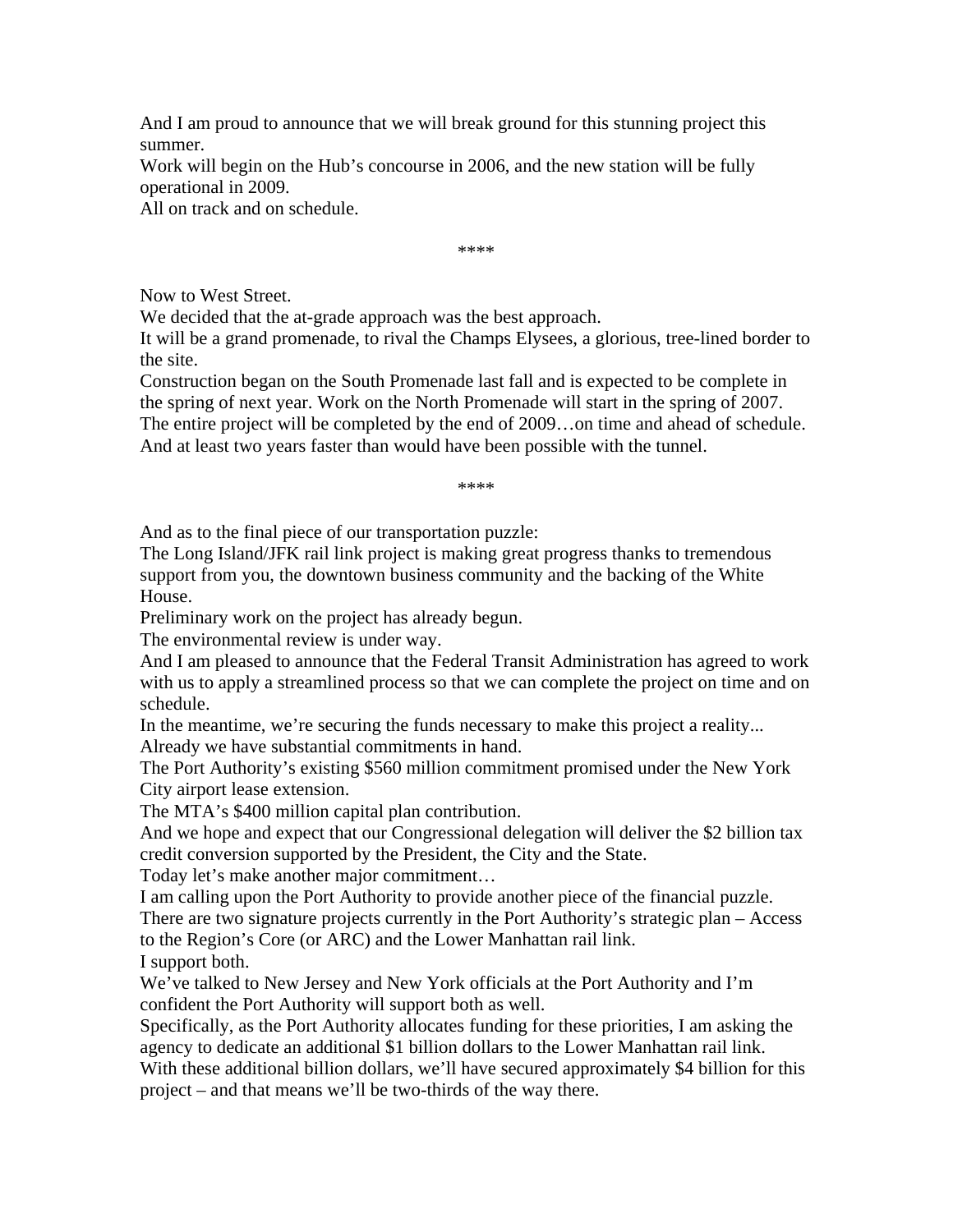And I am proud to announce that we will break ground for this stunning project this summer.
Work will begin on the Hub's concourse in 2006, and the new station will be fully operational in 2009.
All on track and on schedule.

****

Now to West Street.
We decided that the at-grade approach was the best approach.
It will be a grand promenade, to rival the Champs Elysees, a glorious, tree-lined border to the site.
Construction began on the South Promenade last fall and is expected to be complete in the spring of next year. Work on the North Promenade will start in the spring of 2007.
The entire project will be completed by the end of 2009…on time and ahead of schedule.
And at least two years faster than would have been possible with the tunnel.

****

And as to the final piece of our transportation puzzle:
The Long Island/JFK rail link project is making great progress thanks to tremendous support from you, the downtown business community and the backing of the White House.
Preliminary work on the project has already begun.
The environmental review is under way.
And I am pleased to announce that the Federal Transit Administration has agreed to work with us to apply a streamlined process so that we can complete the project on time and on schedule.
In the meantime, we're securing the funds necessary to make this project a reality...
Already we have substantial commitments in hand.
The Port Authority's existing $560 million commitment promised under the New York City airport lease extension.
The MTA's $400 million capital plan contribution.
And we hope and expect that our Congressional delegation will deliver the $2 billion tax credit conversion supported by the President, the City and the State.
Today let's make another major commitment…
I am calling upon the Port Authority to provide another piece of the financial puzzle.
There are two signature projects currently in the Port Authority's strategic plan – Access to the Region's Core (or ARC) and the Lower Manhattan rail link.
I support both.
We've talked to New Jersey and New York officials at the Port Authority and I'm confident the Port Authority will support both as well.
Specifically, as the Port Authority allocates funding for these priorities, I am asking the agency to dedicate an additional $1 billion dollars to the Lower Manhattan rail link.
With these additional billion dollars, we'll have secured approximately $4 billion for this project – and that means we'll be two-thirds of the way there.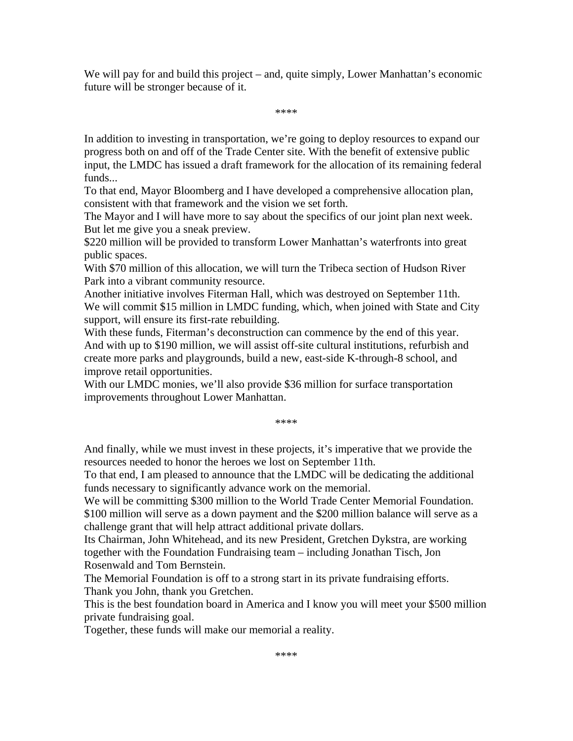We will pay for and build this project – and, quite simply, Lower Manhattan's economic future will be stronger because of it.

****

In addition to investing in transportation, we're going to deploy resources to expand our progress both on and off of the Trade Center site. With the benefit of extensive public input, the LMDC has issued a draft framework for the allocation of its remaining federal funds...

To that end, Mayor Bloomberg and I have developed a comprehensive allocation plan, consistent with that framework and the vision we set forth.

The Mayor and I will have more to say about the specifics of our joint plan next week. But let me give you a sneak preview.

$220 million will be provided to transform Lower Manhattan's waterfronts into great public spaces.

With $70 million of this allocation, we will turn the Tribeca section of Hudson River Park into a vibrant community resource.

Another initiative involves Fiterman Hall, which was destroyed on September 11th.

We will commit $15 million in LMDC funding, which, when joined with State and City support, will ensure its first-rate rebuilding.

With these funds, Fiterman's deconstruction can commence by the end of this year.

And with up to $190 million, we will assist off-site cultural institutions, refurbish and create more parks and playgrounds, build a new, east-side K-through-8 school, and improve retail opportunities.

With our LMDC monies, we'll also provide $36 million for surface transportation improvements throughout Lower Manhattan.

****

And finally, while we must invest in these projects, it's imperative that we provide the resources needed to honor the heroes we lost on September 11th.

To that end, I am pleased to announce that the LMDC will be dedicating the additional funds necessary to significantly advance work on the memorial.

We will be committing $300 million to the World Trade Center Memorial Foundation.

$100 million will serve as a down payment and the $200 million balance will serve as a challenge grant that will help attract additional private dollars.

Its Chairman, John Whitehead, and its new President, Gretchen Dykstra, are working together with the Foundation Fundraising team – including Jonathan Tisch, Jon Rosenwald and Tom Bernstein.

The Memorial Foundation is off to a strong start in its private fundraising efforts.

Thank you John, thank you Gretchen.

This is the best foundation board in America and I know you will meet your $500 million private fundraising goal.

Together, these funds will make our memorial a reality.

****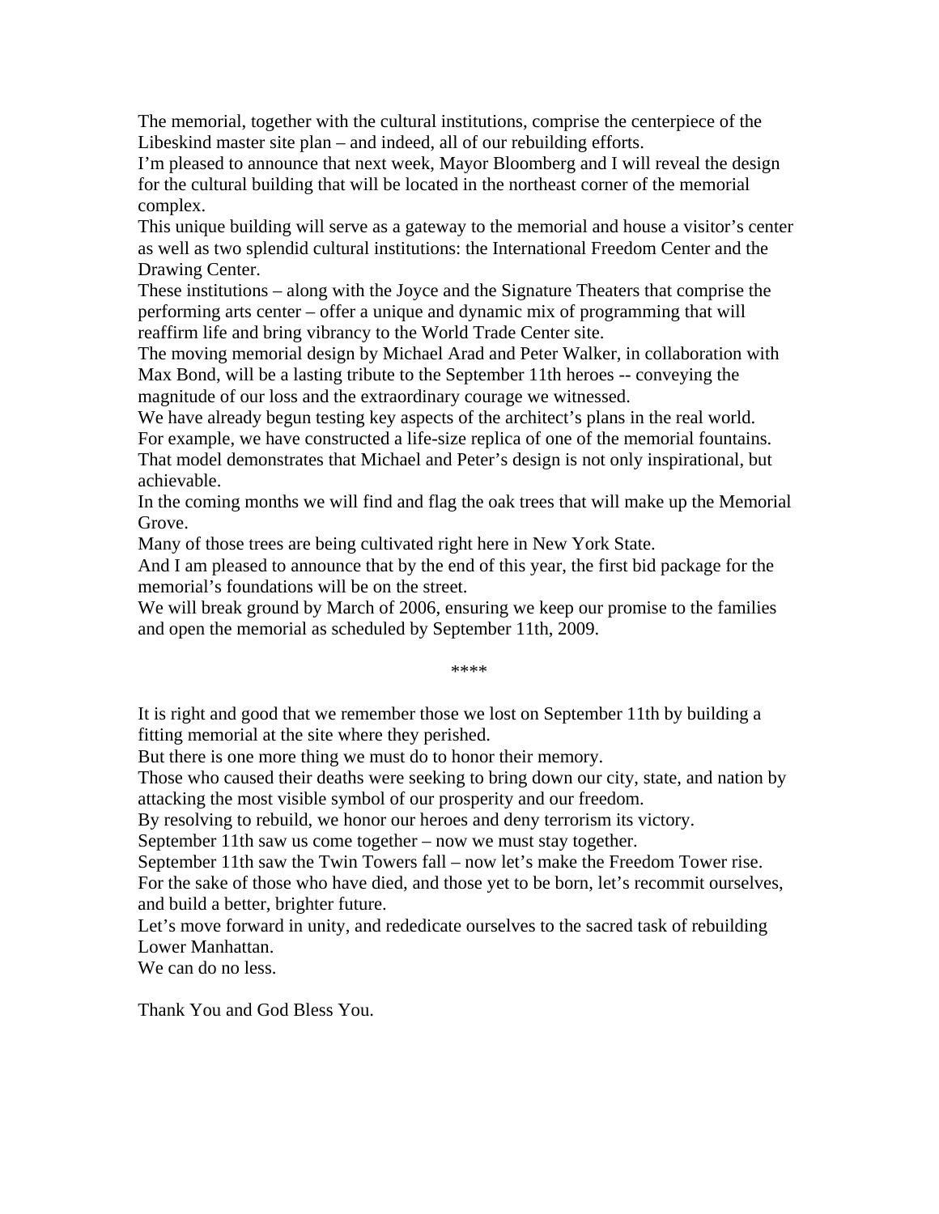The memorial, together with the cultural institutions, comprise the centerpiece of the Libeskind master site plan – and indeed, all of our rebuilding efforts.

I'm pleased to announce that next week, Mayor Bloomberg and I will reveal the design for the cultural building that will be located in the northeast corner of the memorial complex.

This unique building will serve as a gateway to the memorial and house a visitor's center as well as two splendid cultural institutions: the International Freedom Center and the Drawing Center.

These institutions – along with the Joyce and the Signature Theaters that comprise the performing arts center – offer a unique and dynamic mix of programming that will reaffirm life and bring vibrancy to the World Trade Center site.

The moving memorial design by Michael Arad and Peter Walker, in collaboration with Max Bond, will be a lasting tribute to the September 11th heroes -- conveying the magnitude of our loss and the extraordinary courage we witnessed.

We have already begun testing key aspects of the architect's plans in the real world.

For example, we have constructed a life-size replica of one of the memorial fountains.

That model demonstrates that Michael and Peter's design is not only inspirational, but achievable.

In the coming months we will find and flag the oak trees that will make up the Memorial Grove.

Many of those trees are being cultivated right here in New York State.

And I am pleased to announce that by the end of this year, the first bid package for the memorial's foundations will be on the street.

We will break ground by March of 2006, ensuring we keep our promise to the families and open the memorial as scheduled by September 11th, 2009.

****

It is right and good that we remember those we lost on September 11th by building a fitting memorial at the site where they perished.

But there is one more thing we must do to honor their memory.

Those who caused their deaths were seeking to bring down our city, state, and nation by attacking the most visible symbol of our prosperity and our freedom.

By resolving to rebuild, we honor our heroes and deny terrorism its victory.

September 11th saw us come together – now we must stay together.

September 11th saw the Twin Towers fall – now let's make the Freedom Tower rise.

For the sake of those who have died, and those yet to be born, let's recommit ourselves, and build a better, brighter future.

Let's move forward in unity, and rededicate ourselves to the sacred task of rebuilding Lower Manhattan.

We can do no less.

Thank You and God Bless You.